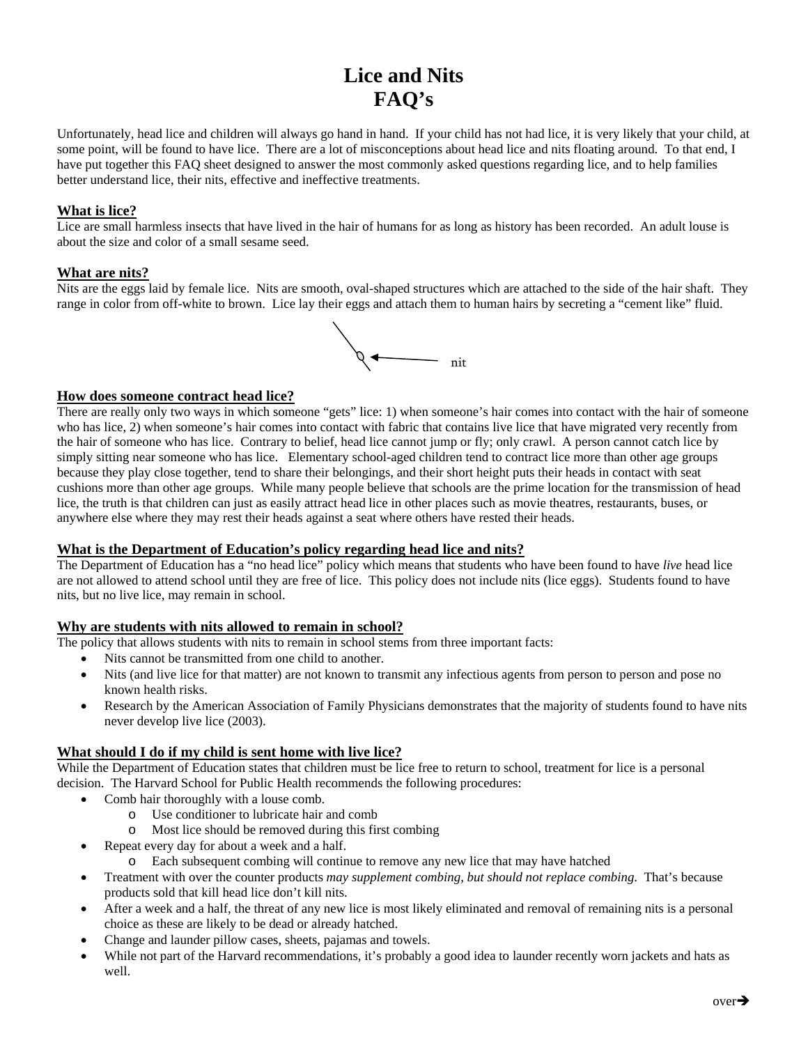# Lice and Nits
# FAQ's

Unfortunately, head lice and children will always go hand in hand. If your child has not had lice, it is very likely that your child, at some point, will be found to have lice. There are a lot of misconceptions about head lice and nits floating around. To that end, I have put together this FAQ sheet designed to answer the most commonly asked questions regarding lice, and to help families better understand lice, their nits, effective and ineffective treatments.

## What is lice?

Lice are small harmless insects that have lived in the hair of humans for as long as history has been recorded. An adult louse is about the size and color of a small sesame seed.

## What are nits?

Nits are the eggs laid by female lice. Nits are smooth, oval-shaped structures which are attached to the side of the hair shaft. They range in color from off-white to brown. Lice lay their eggs and attach them to human hairs by secreting a "cement like" fluid.

nit

## How does someone contract head lice?

There are really only two ways in which someone "gets" lice: 1) when someone's hair comes into contact with the hair of someone who has lice, 2) when someone's hair comes into contact with fabric that contains live lice that have migrated very recently from the hair of someone who has lice. Contrary to belief, head lice cannot jump or fly; only crawl. A person cannot catch lice by simply sitting near someone who has lice. Elementary school-aged children tend to contract lice more than other age groups because they play close together, tend to share their belongings, and their short height puts their heads in contact with seat cushions more than other age groups. While many people believe that schools are the prime location for the transmission of head lice, the truth is that children can just as easily attract head lice in other places such as movie theatres, restaurants, buses, or anywhere else where they may rest their heads against a seat where others have rested their heads.

## What is the Department of Education's policy regarding head lice and nits?

The Department of Education has a "no head lice" policy which means that students who have been found to have *live* head lice are not allowed to attend school until they are free of lice. This policy does not include nits (lice eggs). Students found to have nits, but no live lice, may remain in school.

## Why are students with nits allowed to remain in school?

The policy that allows students with nits to remain in school stems from three important facts:

- Nits cannot be transmitted from one child to another.
- Nits (and live lice for that matter) are not known to transmit any infectious agents from person to person and pose no known health risks.
- Research by the American Association of Family Physicians demonstrates that the majority of students found to have nits never develop live lice (2003).

## What should I do if my child is sent home with live lice?

While the Department of Education states that children must be lice free to return to school, treatment for lice is a personal decision. The Harvard School for Public Health recommends the following procedures:

- Comb hair thoroughly with a louse comb.
    - Use conditioner to lubricate hair and comb
    - Most lice should be removed during this first combing
- Repeat every day for about a week and a half.
    - Each subsequent combing will continue to remove any new lice that may have hatched
- Treatment with over the counter products *may supplement combing, but should not replace combing.* That's because products sold that kill head lice don't kill nits.
- After a week and a half, the threat of any new lice is most likely eliminated and removal of remaining nits is a personal choice as these are likely to be dead or already hatched.
- Change and launder pillow cases, sheets, pajamas and towels.
- While not part of the Harvard recommendations, it's probably a good idea to launder recently worn jackets and hats as well.

over→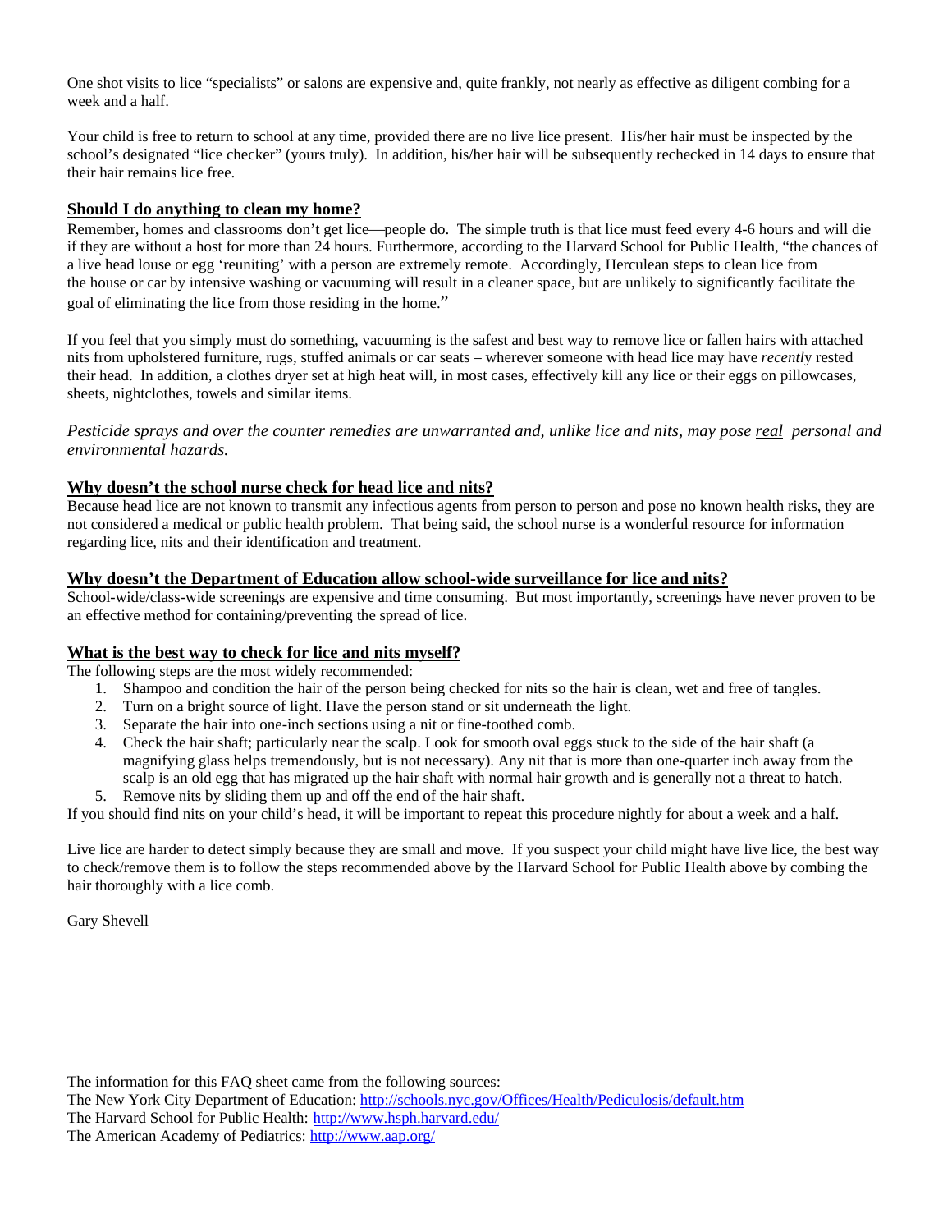One shot visits to lice "specialists" or salons are expensive and, quite frankly, not nearly as effective as diligent combing for a week and a half.

Your child is free to return to school at any time, provided there are no live lice present. His/her hair must be inspected by the school's designated "lice checker" (yours truly). In addition, his/her hair will be subsequently rechecked in 14 days to ensure that their hair remains lice free.

## Should I do anything to clean my home?

Remember, homes and classrooms don't get lice—people do. The simple truth is that lice must feed every 4-6 hours and will die if they are without a host for more than 24 hours. Furthermore, according to the Harvard School for Public Health, "the chances of a live head louse or egg 'reuniting' with a person are extremely remote. Accordingly, Herculean steps to clean lice from the house or car by intensive washing or vacuuming will result in a cleaner space, but are unlikely to significantly facilitate the goal of eliminating the lice from those residing in the home."

If you feel that you simply must do something, vacuuming is the safest and best way to remove lice or fallen hairs with attached nits from upholstered furniture, rugs, stuffed animals or car seats – wherever someone with head lice may have *recently* rested their head. In addition, a clothes dryer set at high heat will, in most cases, effectively kill any lice or their eggs on pillowcases, sheets, nightclothes, towels and similar items.

*Pesticide sprays and over the counter remedies are unwarranted and, unlike lice and nits, may pose real personal and environmental hazards.*

## Why doesn't the school nurse check for head lice and nits?

Because head lice are not known to transmit any infectious agents from person to person and pose no known health risks, they are not considered a medical or public health problem. That being said, the school nurse is a wonderful resource for information regarding lice, nits and their identification and treatment.

## Why doesn't the Department of Education allow school-wide surveillance for lice and nits?

School-wide/class-wide screenings are expensive and time consuming. But most importantly, screenings have never proven to be an effective method for containing/preventing the spread of lice.

## What is the best way to check for lice and nits myself?

The following steps are the most widely recommended:

1. Shampoo and condition the hair of the person being checked for nits so the hair is clean, wet and free of tangles.
2. Turn on a bright source of light. Have the person stand or sit underneath the light.
3. Separate the hair into one-inch sections using a nit or fine-toothed comb.
4. Check the hair shaft; particularly near the scalp. Look for smooth oval eggs stuck to the side of the hair shaft (a magnifying glass helps tremendously, but is not necessary). Any nit that is more than one-quarter inch away from the scalp is an old egg that has migrated up the hair shaft with normal hair growth and is generally not a threat to hatch.
5. Remove nits by sliding them up and off the end of the hair shaft.

If you should find nits on your child's head, it will be important to repeat this procedure nightly for about a week and a half.

Live lice are harder to detect simply because they are small and move. If you suspect your child might have live lice, the best way to check/remove them is to follow the steps recommended above by the Harvard School for Public Health above by combing the hair thoroughly with a lice comb.

Gary Shevell

The information for this FAQ sheet came from the following sources:
The New York City Department of Education: http://schools.nyc.gov/Offices/Health/Pediculosis/default.htm
The Harvard School for Public Health: http://www.hsph.harvard.edu/
The American Academy of Pediatrics: http://www.aap.org/